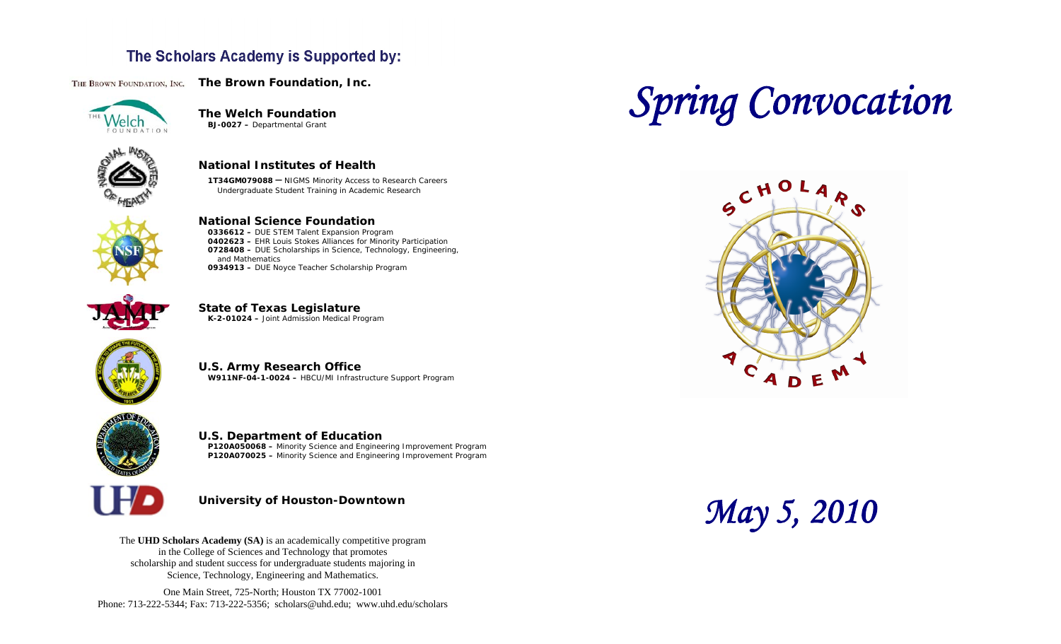## The Scholars Academy is Supported by:

THE BROWN FOUNDATION, INC.

**The Brown Foundation, Inc.**

**The Welch Foundation**
**BJ-0027 –** Departmental Grant

**National Institutes of Health**
**1T34GM079088 —** NIGMS Minority Access to Research Careers Undergraduate Student Training in Academic Research

**National Science Foundation**
**0336612 –** DUE STEM Talent Expansion Program
**0402623 –** EHR Louis Stokes Alliances for Minority Participation
**0728408 –** DUE Scholarships in Science, Technology, Engineering, and Mathematics
**0934913 –** DUE Noyce Teacher Scholarship Program

**State of Texas Legislature**
**K-2-01024 –** Joint Admission Medical Program

**U.S. Army Research Office**
**W911NF-04-1-0024 –** HBCU/MI Infrastructure Support Program

**U.S. Department of Education**
**P120A050068 –** Minority Science and Engineering Improvement Program
**P120A070025 –** Minority Science and Engineering Improvement Program

**University of Houston-Downtown**

The **UHD Scholars Academy (SA)** is an academically competitive program in the College of Sciences and Technology that promotes scholarship and student success for undergraduate students majoring in Science, Technology, Engineering and Mathematics.

One Main Street, 725-North; Houston TX 77002-1001
Phone: 713-222-5344; Fax: 713-222-5356; scholars@uhd.edu; www.uhd.edu/scholars

# *Spring Convocation*

SCHOLARS ACADEMY

*May 5, 2010*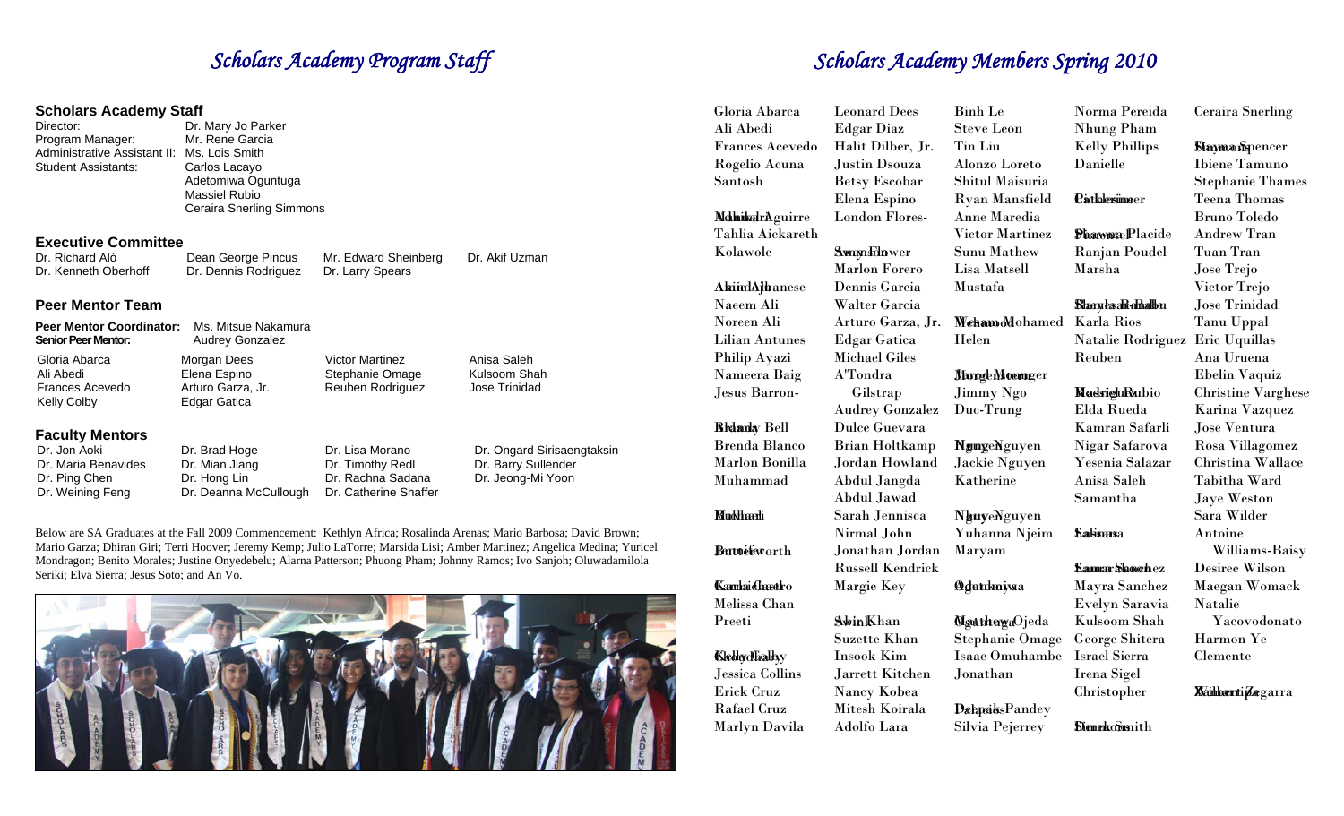# Scholars Academy Program Staff

### Scholars Academy Staff

Director: Dr. Mary Jo Parker
Program Manager: Mr. Rene Garcia
Administrative Assistant II: Ms. Lois Smith
Student Assistants: Carlos Lacayo
Adetomiwa Oguntuga
Massiel Rubio
Ceraira Snerling Simmons

### Executive Committee

Dr. Richard Aló
Dr. Kenneth Oberhoff
Dean George Pincus
Dr. Dennis Rodriguez
Mr. Edward Sheinberg
Dr. Larry Spears
Dr. Akif Uzman

### Peer Mentor Team

**Peer Mentor Coordinator:** Ms. Mitsue Nakamura
**Senior Peer Mentor:** Audrey Gonzalez

Gloria Abarca
Ali Abedi
Frances Acevedo
Kelly Colby
Morgan Dees
Elena Espino
Arturo Garza, Jr.
Edgar Gatica
Victor Martinez
Stephanie Omage
Reuben Rodriguez
Anisa Saleh
Kulsoom Shah
Jose Trinidad

### Faculty Mentors

Dr. Jon Aoki
Dr. Maria Benavides
Dr. Ping Chen
Dr. Weining Feng
Dr. Brad Hoge
Dr. Mian Jiang
Dr. Hong Lin
Dr. Deanna McCullough
Dr. Lisa Morano
Dr. Timothy Redl
Dr. Rachna Sadana
Dr. Catherine Shaffer
Dr. Ongard Sirisaengtaksin
Dr. Barry Sullender
Dr. Jeong-Mi Yoon

Below are SA Graduates at the Fall 2009 Commencement: Kethlyn Africa; Rosalinda Arenas; Mario Barbosa; David Brown; Mario Garza; Dhiran Giri; Terri Hoover; Jeremy Kemp; Julio LaTorre; Marsida Lisi; Amber Martinez; Angelica Medina; Yuricel Mondragon; Benito Morales; Justine Onyedebelu; Alarna Patterson; Phuong Pham; Johnny Ramos; Ivo Sanjoh; Oluwadamilola Seriki; Elva Sierra; Jesus Soto; and An Vo.

# Scholars Academy Members Spring 2010

Gloria Abarca
Ali Abedi
Frances Acevedo
Rogelio Acuna
Santosh Adhikari
Nohemi Aguirre
Tahlia Aickareth
Kolawole Akindiji
Albanese
Naeem Ali
Noreen Ali
Lilian Antunes
Philip Ayazi
Nameera Baig
Jesus Barron-Blandy
Bell
Brenda Blanco
Marlon Bonilla
Muhammad Bukhari
Butterworth
Camila Castro
Melissa Chan
Preeti Chawla
Kelly Colby
Jessica Collins
Erick Cruz
Rafael Cruz
Marlyn Davila

Leonard Dees
Edgar Diaz
Halit Dilber, Jr.
Justin Dsouza
Betsy Escobar
Elena Espino
London Flores-
Flower
Marlon Forero
Dennis Garcia
Walter Garcia
Arturo Garza, Jr.
Edgar Gatica
Michael Giles
A'Tondra
Gilstrap
Audrey Gonzalez
Dulce Guevara
Brian Holtkamp
Jordan Howland
Abdul Jangda
Abdul Jawad
Sarah Jennisca
Nirmal John
Jonathan Jordan
Russell Kendrick
Margie Key
Khan
Suzette Khan
Insook Kim
Jarrett Kitchen
Nancy Kobea
Mitesh Koirala
Adolfo Lara

Binh Le
Steve Leon
Tin Liu
Alonzo Loreto
Shitul Maisuria
Ryan Mansfield
Anne Maredia
Victor Martinez
Sunu Mathew
Lisa Matsell
Mustafa
Mohamed
Helen
Jorge Monger
Jimmy Ngo
Duc-Trung
Nguyen
Jackie Nguyen
Katherine
Nguyen
Yuhanna Njeim
Maryam
Ogunkoya
Matthew Ojeda
Stephanie Omage
Isaac Omuhambe
Jonathan
Pandey
Silvia Pejerrey

Norma Pereida
Nhung Pham
Kelly Phillips
Danielle
Placide
Ranjan Poudel
Marsha
Karla Rios
Natalie Rodriguez
Reuben
Rubio
Elda Rueda
Kamran Safarli
Nigar Safarova
Yesenia Salazar
Anisa Saleh
Samantha
Sanchez
Mayra Sanchez
Evelyn Saravia
Kulsoom Shah
George Shitera
Israel Sierra
Irena Sigel
Christopher
Smith

Ceraira Snerling
Spencer
Ibiene Tamuno
Stephanie Thames
Teena Thomas
Bruno Toledo
Andrew Tran
Tuan Tran
Jose Trejo
Victor Trejo
Jose Trinidad
Tanu Uppal
Eric Uquillas
Ana Uruena
Ebelin Vaquiz
Christine Varghese
Karina Vazquez
Jose Ventura
Rosa Villagomez
Christina Wallace
Tabitha Ward
Jaye Weston
Sara Wilder
Antoine
Williams-Baisy
Desiree Wilson
Maegan Womack
Natalie
Yacovodonato
Harmon Ye
Clemente
Zagarra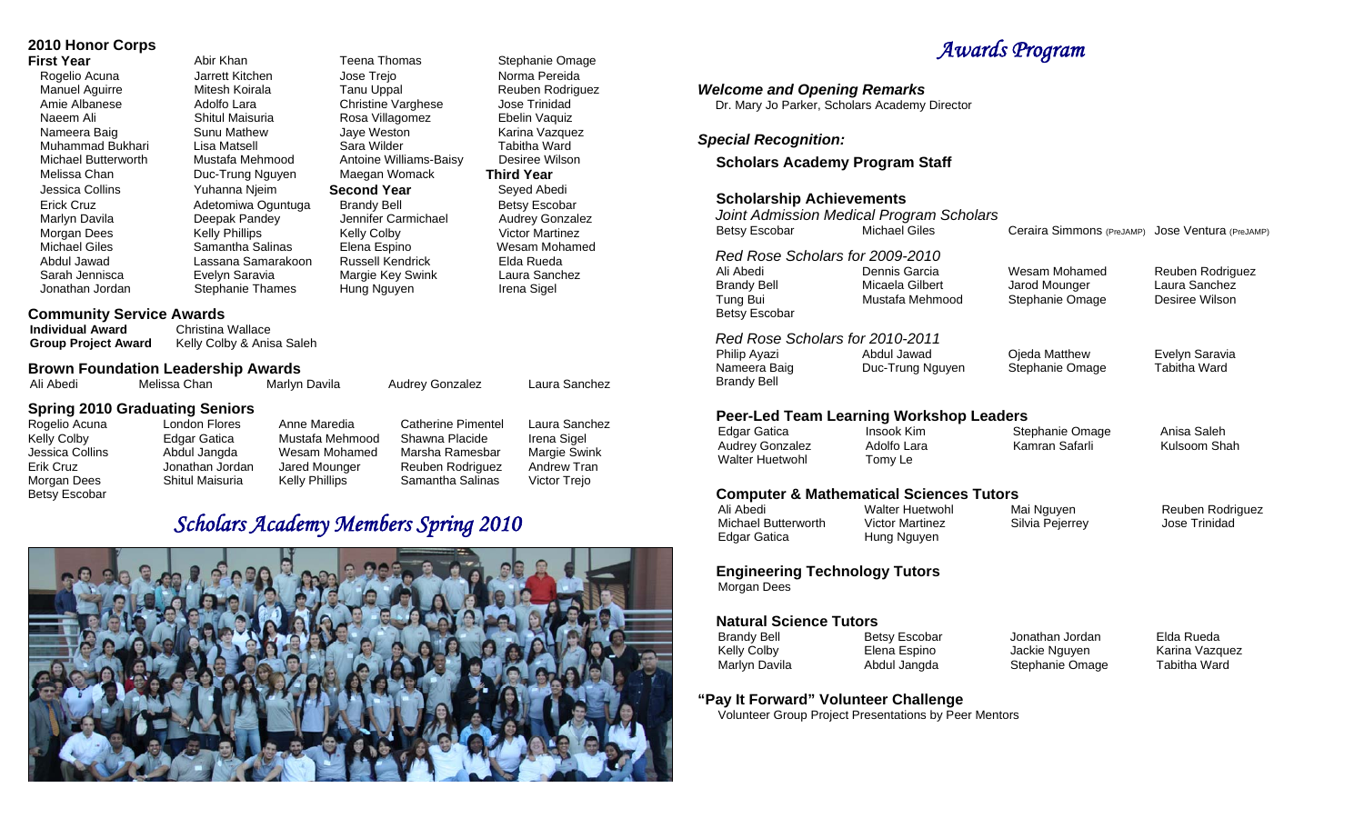## 2010 Honor Corps

### First Year

Rogelio Acuna
Manuel Aguirre
Amie Albanese
Naeem Ali
Nameera Baig
Muhammad Bukhari
Michael Butterworth
Melissa Chan
Jessica Collins
Erick Cruz
Marlyn Davila
Morgan Dees
Michael Giles
Abdul Jawad
Sarah Jennisca
Jonathan Jordan
Abir Khan
Jarrett Kitchen
Mitesh Koirala
Adolfo Lara
Shitul Maisuria
Sunu Mathew
Lisa Matsell
Mustafa Mehmood
Duc-Trung Nguyen
Yuhanna Njeim
Adetomiwa Oguntuga
Deepak Pandey
Kelly Phillips
Samantha Salinas
Lassana Samarakoon
Evelyn Saravia
Stephanie Thames
Teena Thomas
Jose Trejo
Tanu Uppal
Christine Varghese
Rosa Villagomez
Jaye Weston
Sara Wilder
Antoine Williams-Baisy
Maegan Womack

### Second Year

Brandy Bell
Jennifer Carmichael
Kelly Colby
Elena Espino
Russell Kendrick
Margie Key Swink
Hung Nguyen
Stephanie Omage
Norma Pereida
Reuben Rodriguez
Jose Trinidad
Ebelin Vaquiz
Karina Vazquez
Tabitha Ward
Desiree Wilson

### Third Year

Seyed Abedi
Betsy Escobar
Audrey Gonzalez
Victor Martinez
Wesam Mohamed
Elda Rueda
Laura Sanchez
Irena Sigel

## Community Service Awards

**Individual Award** Christina Wallace
**Group Project Award** Kelly Colby & Anisa Saleh

## Brown Foundation Leadership Awards

Ali Abedi, Melissa Chan, Marlyn Davila, Audrey Gonzalez, Laura Sanchez

## Spring 2010 Graduating Seniors

Rogelio Acuna
Kelly Colby
Jessica Collins
Erik Cruz
Morgan Dees
Betsy Escobar
London Flores
Edgar Gatica
Abdul Jangda
Jonathan Jordan
Shitul Maisuria
Anne Maredia
Mustafa Mehmood
Wesam Mohamed
Jared Mounger
Kelly Phillips
Catherine Pimentel
Shawna Placide
Marsha Ramesbar
Reuben Rodriguez
Samantha Salinas
Laura Sanchez
Irena Sigel
Margie Swink
Andrew Tran
Victor Trejo

## *Scholars Academy Members Spring 2010*

# *Awards Program*

### *Welcome and Opening Remarks*

Dr. Mary Jo Parker, Scholars Academy Director

### *Special Recognition:*

**Scholars Academy Program Staff**

### Scholarship Achievements

*Joint Admission Medical Program Scholars*

Betsy Escobar, Michael Giles, Ceraira Simmons (PreJAMP), Jose Ventura (PreJAMP)

*Red Rose Scholars for 2009-2010*

Ali Abedi
Brandy Bell
Tung Bui
Betsy Escobar
Dennis Garcia
Micaela Gilbert
Mustafa Mehmood
Wesam Mohamed
Jarod Mounger
Stephanie Omage
Reuben Rodriguez
Laura Sanchez
Desiree Wilson

*Red Rose Scholars for 2010-2011*

Philip Ayazi
Nameera Baig
Brandy Bell
Abdul Jawad
Duc-Trung Nguyen
Ojeda Matthew
Stephanie Omage
Evelyn Saravia
Tabitha Ward

### Peer-Led Team Learning Workshop Leaders

Edgar Gatica
Audrey Gonzalez
Walter Huetwohl
Insook Kim
Adolfo Lara
Tomy Le
Stephanie Omage
Kamran Safarli
Anisa Saleh
Kulsoom Shah

### Computer & Mathematical Sciences Tutors

Ali Abedi
Michael Butterworth
Edgar Gatica
Walter Huetwohl
Victor Martinez
Hung Nguyen
Mai Nguyen
Silvia Pejerrey
Reuben Rodriguez
Jose Trinidad

### Engineering Technology Tutors

Morgan Dees

### Natural Science Tutors

Brandy Bell
Kelly Colby
Marlyn Davila
Betsy Escobar
Elena Espino
Abdul Jangda
Jonathan Jordan
Jackie Nguyen
Stephanie Omage
Elda Rueda
Karina Vazquez
Tabitha Ward

### "Pay It Forward" Volunteer Challenge

Volunteer Group Project Presentations by Peer Mentors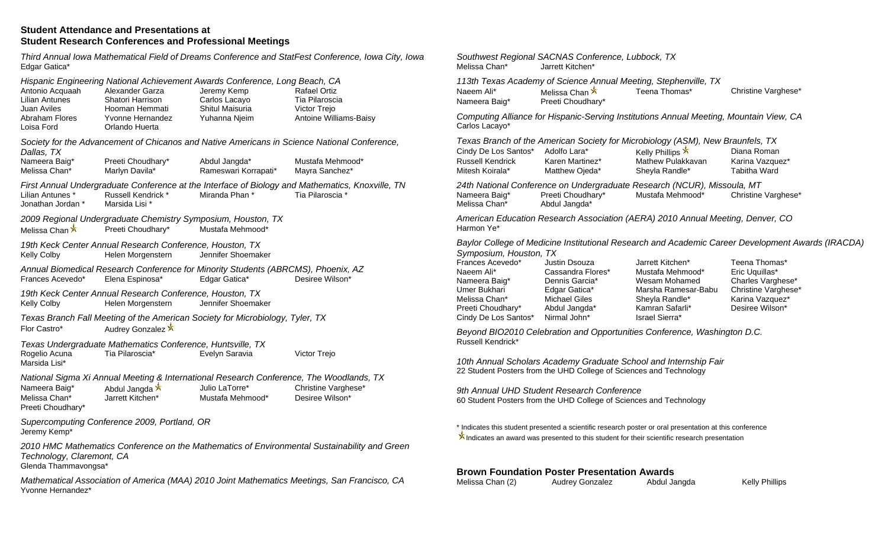## Student Attendance and Presentations at Student Research Conferences and Professional Meetings

*Third Annual Iowa Mathematical Field of Dreams Conference and StatFest Conference, Iowa City, Iowa*
Edgar Gatica*

*Hispanic Engineering National Achievement Awards Conference, Long Beach, CA*

| | | | |
|---|---|---|---|
| Antonio Acquaah | Alexander Garza | Jeremy Kemp | Rafael Ortiz |
| Lilian Antunes | Shatori Harrison | Carlos Lacayo | Tia Pilaroscia |
| Juan Aviles | Hooman Hemmati | Shitul Maisuria | Victor Trejo |
| Abraham Flores | Yvonne Hernandez | Yuhanna Njeim | Antoine Williams-Baisy |
| Loisa Ford | Orlando Huerta | | |

*Society for the Advancement of Chicanos and Native Americans in Science National Conference, Dallas, TX*

| | | | |
|---|---|---|---|
| Nameera Baig* | Preeti Choudhary* | Abdul Jangda* | Mustafa Mehmood* |
| Melissa Chan* | Marlyn Davila* | Rameswari Korrapati* | Mayra Sanchez* |

*First Annual Undergraduate Conference at the Interface of Biology and Mathematics, Knoxville, TN*

| | | | |
|---|---|---|---|
| Lilian Antunes * | Russell Kendrick * | Miranda Phan * | Tia Pilaroscia * |
| Jonathan Jordan * | Marsida Lisi * | | |

*2009 Regional Undergraduate Chemistry Symposium, Houston, TX*
Melissa Chan ★ — Preeti Choudhary* — Mustafa Mehmood*

*19th Keck Center Annual Research Conference, Houston, TX*
Kelly Colby — Helen Morgenstern — Jennifer Shoemaker

*Annual Biomedical Research Conference for Minority Students (ABRCMS), Phoenix, AZ*
Frances Acevedo* — Elena Espinosa* — Edgar Gatica* — Desiree Wilson*

*19th Keck Center Annual Research Conference, Houston, TX*
Kelly Colby — Helen Morgenstern — Jennifer Shoemaker

*Texas Branch Fall Meeting of the American Society for Microbiology, Tyler, TX*
Flor Castro* — Audrey Gonzalez ★

*Texas Undergraduate Mathematics Conference, Huntsville, TX*

| | | | |
|---|---|---|---|
| Rogelio Acuna | Tia Pilaroscia* | Evelyn Saravia | Victor Trejo |
| Marsida Lisi* | | | |

*National Sigma Xi Annual Meeting & International Research Conference, The Woodlands, TX*

| | | | |
|---|---|---|---|
| Nameera Baig* | Abdul Jangda ★ | Julio LaTorre* | Christine Varghese* |
| Melissa Chan* | Jarrett Kitchen* | Mustafa Mehmood* | Desiree Wilson* |
| Preeti Choudhary* | | | |

*Supercomputing Conference 2009, Portland, OR*
Jeremy Kemp*

*2010 HMC Mathematics Conference on the Mathematics of Environmental Sustainability and Green Technology, Claremont, CA*
Glenda Thammavongsa*

*Mathematical Association of America (MAA) 2010 Joint Mathematics Meetings, San Francisco, CA*
Yvonne Hernandez*

*Southwest Regional SACNAS Conference, Lubbock, TX*
Melissa Chan* — Jarrett Kitchen*

*113th Texas Academy of Science Annual Meeting, Stephenville, TX*

| | | | |
|---|---|---|---|
| Naeem Ali* | Melissa Chan ★ | Teena Thomas* | Christine Varghese* |
| Nameera Baig* | Preeti Choudhary* | | |

*Computing Alliance for Hispanic-Serving Institutions Annual Meeting, Mountain View, CA*
Carlos Lacayo*

*Texas Branch of the American Society for Microbiology (ASM), New Braunfels, TX*

| | | | |
|---|---|---|---|
| Cindy De Los Santos* | Adolfo Lara* | Kelly Phillips ★ | Diana Roman |
| Russell Kendrick | Karen Martinez* | Mathew Pulakkavan | Karina Vazquez* |
| Mitesh Koirala* | Matthew Ojeda* | Sheyla Randle* | Tabitha Ward |

*24th National Conference on Undergraduate Research (NCUR), Missoula, MT*

| | | | |
|---|---|---|---|
| Nameera Baig* | Preeti Choudhary* | Mustafa Mehmood* | Christine Varghese* |
| Melissa Chan* | Abdul Jangda* | | |

*American Education Research Association (AERA) 2010 Annual Meeting, Denver, CO*
Harmon Ye*

*Baylor College of Medicine Institutional Research and Academic Career Development Awards (IRACDA) Symposium, Houston, TX*

| | | | |
|---|---|---|---|
| Frances Acevedo* | Justin Dsouza | Jarrett Kitchen* | Teena Thomas* |
| Naeem Ali* | Cassandra Flores* | Mustafa Mehmood* | Eric Uquillas* |
| Nameera Baig* | Dennis Garcia* | Wesam Mohamed | Charles Varghese* |
| Umer Bukhari | Edgar Gatica* | Marsha Ramesar-Babu | Christine Varghese* |
| Melissa Chan* | Michael Giles | Sheyla Randle* | Karina Vazquez* |
| Preeti Choudhary* | Abdul Jangda* | Kamran Safarli* | Desiree Wilson* |
| Cindy De Los Santos* | Nirmal John* | Israel Sierra* | |

*Beyond BIO2010 Celebration and Opportunities Conference, Washington D.C.*
Russell Kendrick*

*10th Annual Scholars Academy Graduate School and Internship Fair*
22 Student Posters from the UHD College of Sciences and Technology

*9th Annual UHD Student Research Conference*
60 Student Posters from the UHD College of Sciences and Technology

\* Indicates this student presented a scientific research poster or oral presentation at this conference
★ Indicates an award was presented to this student for their scientific research presentation

### Brown Foundation Poster Presentation Awards

Melissa Chan (2) — Audrey Gonzalez — Abdul Jangda — Kelly Phillips